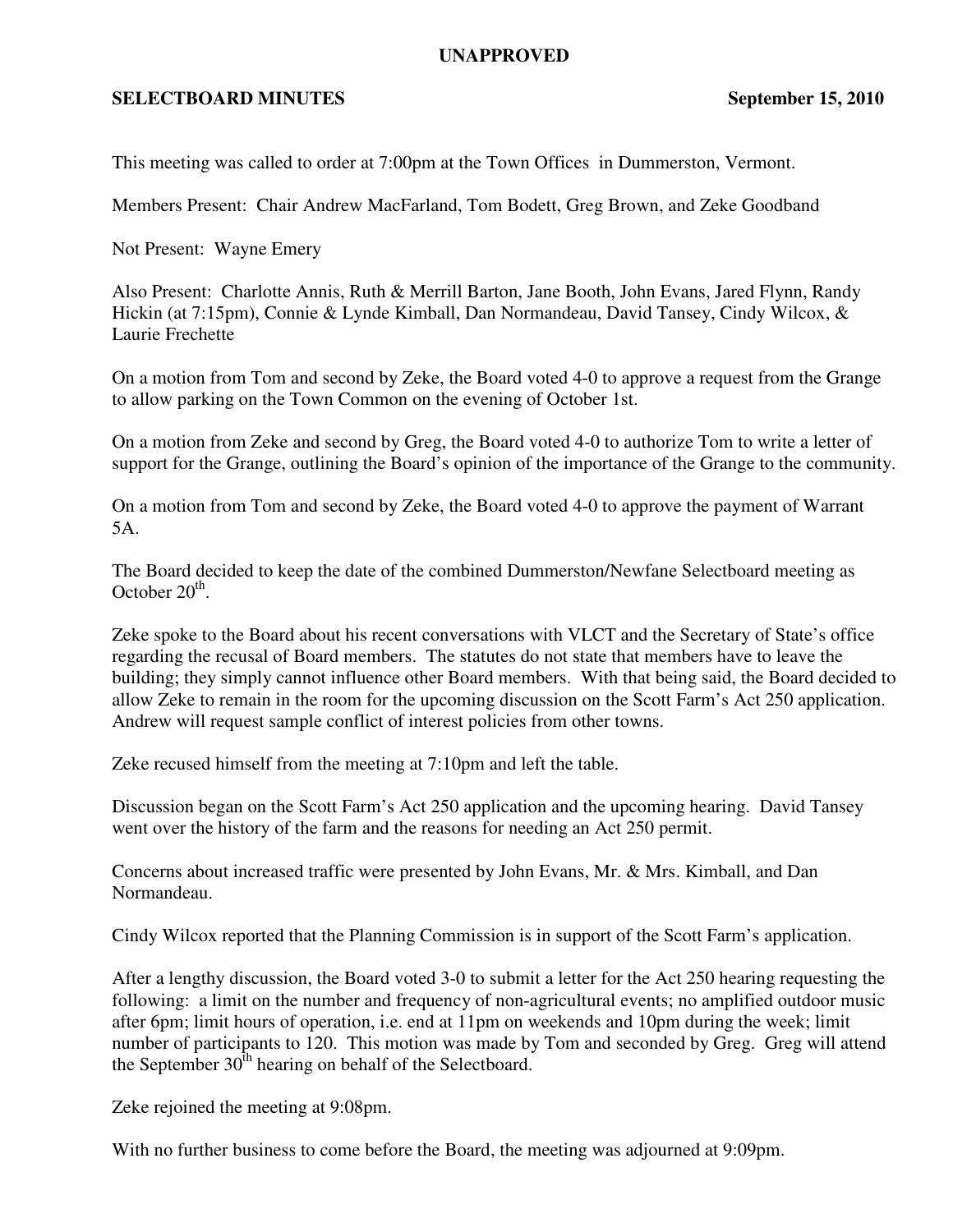**UNAPPROVED**

**SELECTBOARD MINUTES** **September 15, 2010**

This meeting was called to order at 7:00pm at the Town Offices in Dummerston, Vermont.

Members Present: Chair Andrew MacFarland, Tom Bodett, Greg Brown, and Zeke Goodband

Not Present: Wayne Emery

Also Present: Charlotte Annis, Ruth & Merrill Barton, Jane Booth, John Evans, Jared Flynn, Randy Hickin (at 7:15pm), Connie & Lynde Kimball, Dan Normandeau, David Tansey, Cindy Wilcox, & Laurie Frechette

On a motion from Tom and second by Zeke, the Board voted 4-0 to approve a request from the Grange to allow parking on the Town Common on the evening of October 1st.

On a motion from Zeke and second by Greg, the Board voted 4-0 to authorize Tom to write a letter of support for the Grange, outlining the Board's opinion of the importance of the Grange to the community.

On a motion from Tom and second by Zeke, the Board voted 4-0 to approve the payment of Warrant 5A.

The Board decided to keep the date of the combined Dummerston/Newfane Selectboard meeting as October 20th.

Zeke spoke to the Board about his recent conversations with VLCT and the Secretary of State's office regarding the recusal of Board members. The statutes do not state that members have to leave the building; they simply cannot influence other Board members. With that being said, the Board decided to allow Zeke to remain in the room for the upcoming discussion on the Scott Farm's Act 250 application. Andrew will request sample conflict of interest policies from other towns.

Zeke recused himself from the meeting at 7:10pm and left the table.

Discussion began on the Scott Farm's Act 250 application and the upcoming hearing. David Tansey went over the history of the farm and the reasons for needing an Act 250 permit.

Concerns about increased traffic were presented by John Evans, Mr. & Mrs. Kimball, and Dan Normandeau.

Cindy Wilcox reported that the Planning Commission is in support of the Scott Farm's application.

After a lengthy discussion, the Board voted 3-0 to submit a letter for the Act 250 hearing requesting the following: a limit on the number and frequency of non-agricultural events; no amplified outdoor music after 6pm; limit hours of operation, i.e. end at 11pm on weekends and 10pm during the week; limit number of participants to 120. This motion was made by Tom and seconded by Greg. Greg will attend the September 30th hearing on behalf of the Selectboard.

Zeke rejoined the meeting at 9:08pm.

With no further business to come before the Board, the meeting was adjourned at 9:09pm.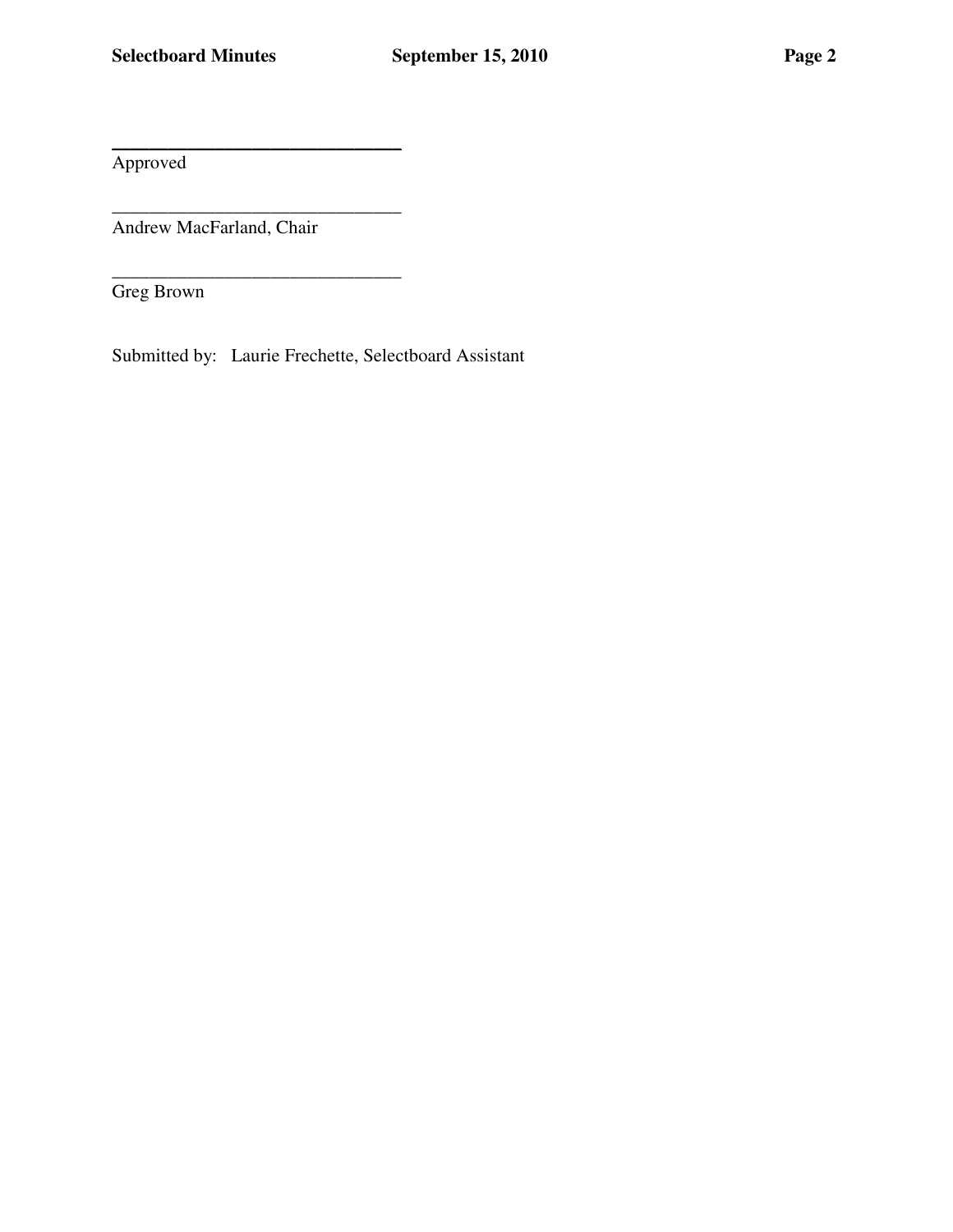\_\_\_\_\_\_\_\_\_\_\_\_\_\_\_\_\_\_\_\_\_\_\_\_\_\_\_\_\_\_\_\_
Approved

\_\_\_\_\_\_\_\_\_\_\_\_\_\_\_\_\_\_\_\_\_\_\_\_\_\_\_\_\_\_\_\_
Andrew MacFarland, Chair

\_\_\_\_\_\_\_\_\_\_\_\_\_\_\_\_\_\_\_\_\_\_\_\_\_\_\_\_\_\_\_\_
Greg Brown

Submitted by: Laurie Frechette, Selectboard Assistant